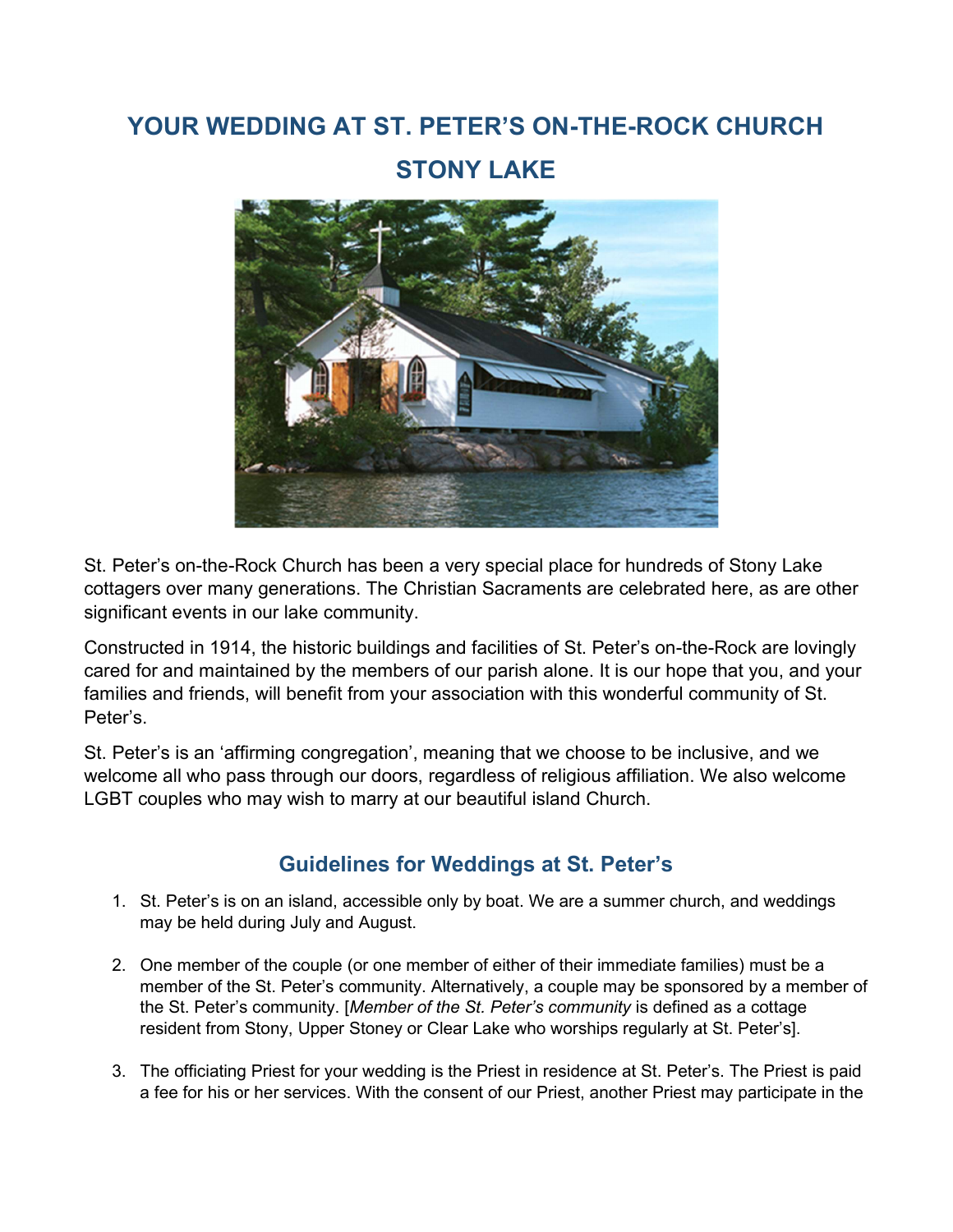# YOUR WEDDING AT ST. PETER'S ON-THE-ROCK CHURCH STONY LAKE

St. Peter's on-the-Rock Church has been a very special place for hundreds of Stony Lake cottagers over many generations. The Christian Sacraments are celebrated here, as are other significant events in our lake community.

Constructed in 1914, the historic buildings and facilities of St. Peter's on-the-Rock are lovingly cared for and maintained by the members of our parish alone. It is our hope that you, and your families and friends, will benefit from your association with this wonderful community of St. Peter's.

St. Peter's is an 'affirming congregation', meaning that we choose to be inclusive, and we welcome all who pass through our doors, regardless of religious affiliation. We also welcome LGBT couples who may wish to marry at our beautiful island Church.

## Guidelines for Weddings at St. Peter's

1. St. Peter's is on an island, accessible only by boat. We are a summer church, and weddings may be held during July and August.

2. One member of the couple (or one member of either of their immediate families) must be a member of the St. Peter's community. Alternatively, a couple may be sponsored by a member of the St. Peter's community. [*Member of the St. Peter's community* is defined as a cottage resident from Stony, Upper Stoney or Clear Lake who worships regularly at St. Peter's].

3. The officiating Priest for your wedding is the Priest in residence at St. Peter's. The Priest is paid a fee for his or her services. With the consent of our Priest, another Priest may participate in the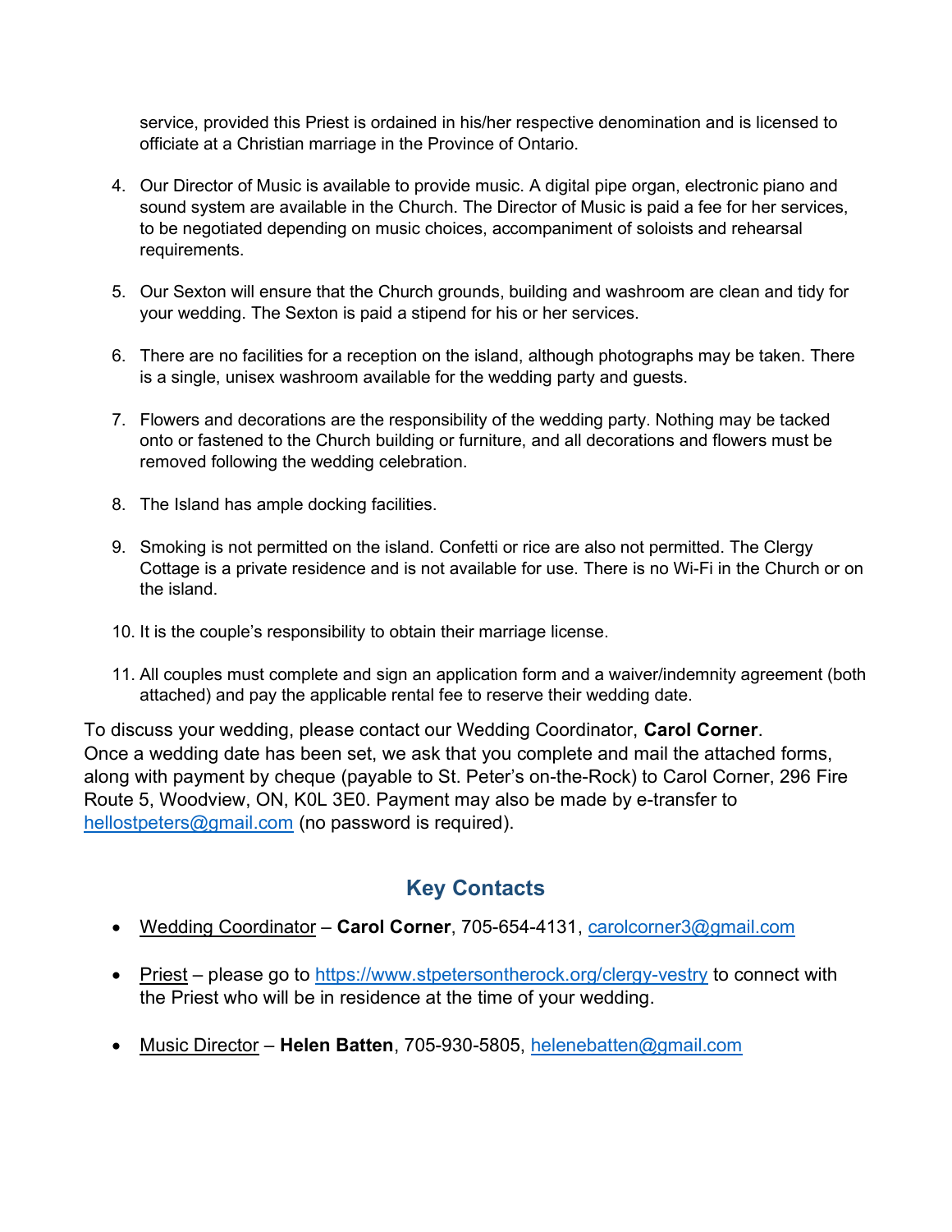service, provided this Priest is ordained in his/her respective denomination and is licensed to officiate at a Christian marriage in the Province of Ontario.

4. Our Director of Music is available to provide music. A digital pipe organ, electronic piano and sound system are available in the Church. The Director of Music is paid a fee for her services, to be negotiated depending on music choices, accompaniment of soloists and rehearsal requirements.

5. Our Sexton will ensure that the Church grounds, building and washroom are clean and tidy for your wedding. The Sexton is paid a stipend for his or her services.

6. There are no facilities for a reception on the island, although photographs may be taken. There is a single, unisex washroom available for the wedding party and guests.

7. Flowers and decorations are the responsibility of the wedding party. Nothing may be tacked onto or fastened to the Church building or furniture, and all decorations and flowers must be removed following the wedding celebration.

8. The Island has ample docking facilities.

9. Smoking is not permitted on the island. Confetti or rice are also not permitted. The Clergy Cottage is a private residence and is not available for use. There is no Wi-Fi in the Church or on the island.

10. It is the couple's responsibility to obtain their marriage license.

11. All couples must complete and sign an application form and a waiver/indemnity agreement (both attached) and pay the applicable rental fee to reserve their wedding date.

To discuss your wedding, please contact our Wedding Coordinator, **Carol Corner**.
Once a wedding date has been set, we ask that you complete and mail the attached forms, along with payment by cheque (payable to St. Peter's on-the-Rock) to Carol Corner, 296 Fire Route 5, Woodview, ON, K0L 3E0. Payment may also be made by e-transfer to hellostpeters@gmail.com (no password is required).

## Key Contacts

- Wedding Coordinator – **Carol Corner**, 705-654-4131, carolcorner3@gmail.com

- Priest – please go to https://www.stpetersontherock.org/clergy-vestry to connect with the Priest who will be in residence at the time of your wedding.

- Music Director – **Helen Batten**, 705-930-5805, helenebatten@gmail.com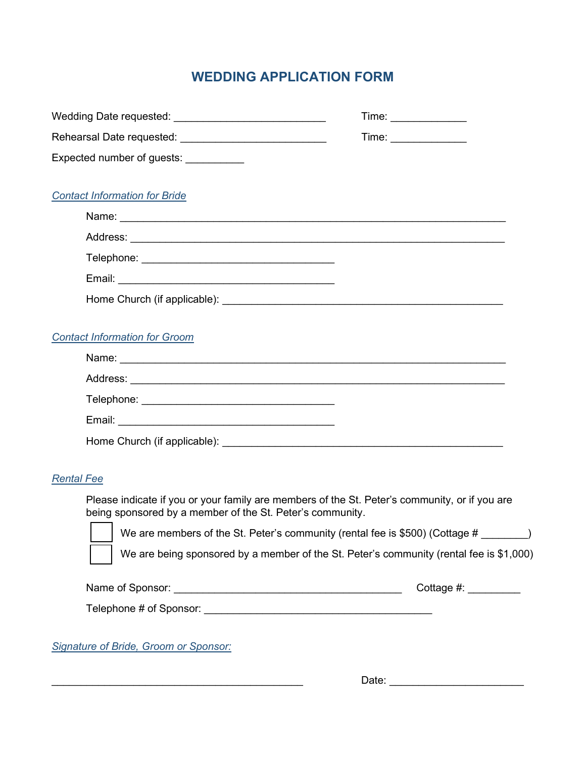# WEDDING APPLICATION FORM

Wedding Date requested: ___________________________ Time: _____________

Rehearsal Date requested: __________________________ Time: _____________

Expected number of guests: __________

## Contact Information for Bride

Name: ____________________________________________________________________

Address: __________________________________________________________________

Telephone: __________________________________

Email: ______________________________________

Home Church (if applicable): _________________________________________________

## Contact Information for Groom

Name: ____________________________________________________________________

Address: __________________________________________________________________

Telephone: __________________________________

Email: ______________________________________

Home Church (if applicable): _________________________________________________

## Rental Fee

Please indicate if you or your family are members of the St. Peter's community, or if you are being sponsored by a member of the St. Peter's community.

- ☐ We are members of the St. Peter's community (rental fee is $500) (Cottage # ________)
- ☐ We are being sponsored by a member of the St. Peter's community (rental fee is $1,000)

Name of Sponsor: ________________________________________ Cottage #: _________

Telephone # of Sponsor: ________________________________________

## Signature of Bride, Groom or Sponsor:

____________________________________________ Date: _______________________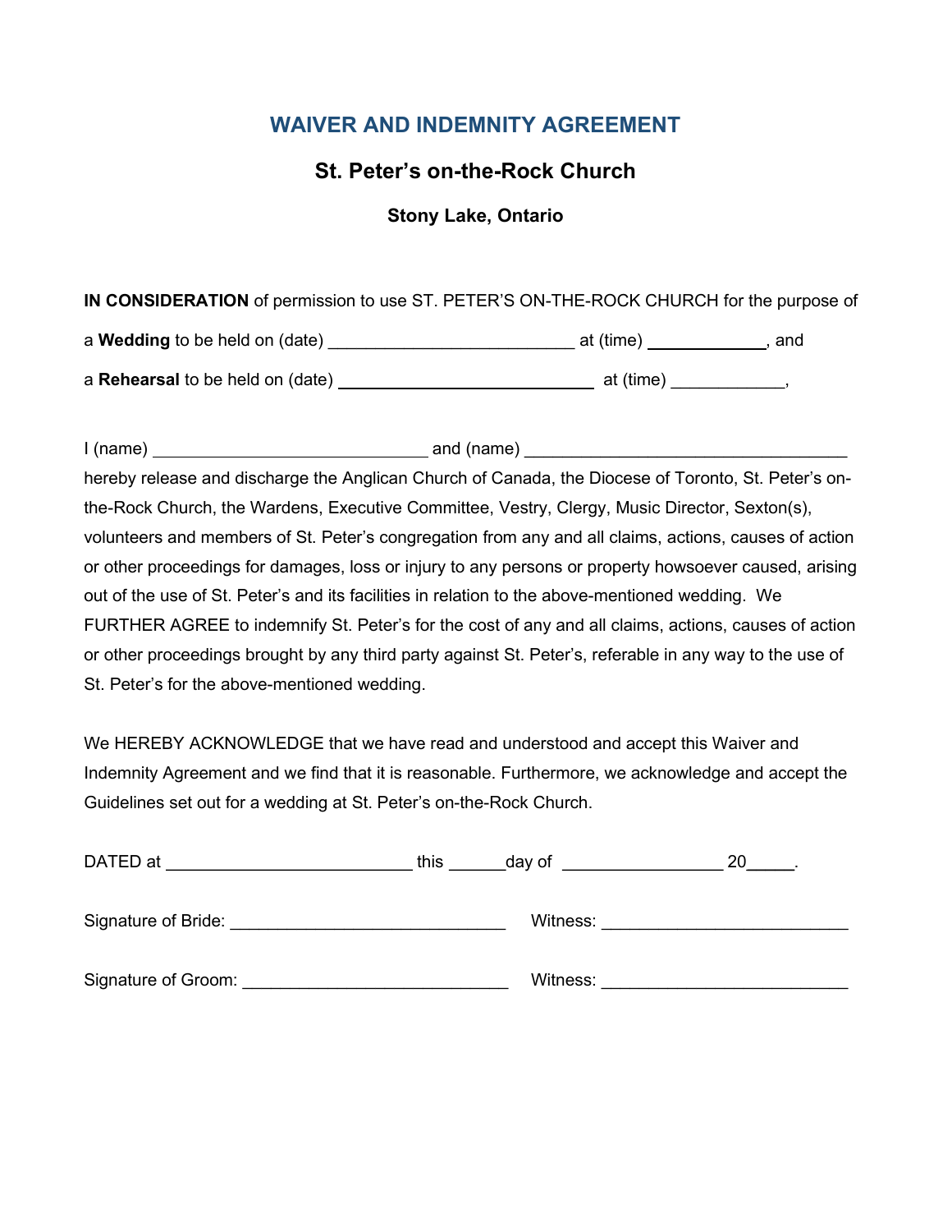# WAIVER AND INDEMNITY AGREEMENT

## St. Peter's on-the-Rock Church

### Stony Lake, Ontario

**IN CONSIDERATION** of permission to use ST. PETER'S ON-THE-ROCK CHURCH for the purpose of

a **Wedding** to be held on (date) _________________________ at (time) ____________, and

a **Rehearsal** to be held on (date) ___________________________ at (time) ____________,

I (name) ____________________________ and (name) _________________________________ hereby release and discharge the Anglican Church of Canada, the Diocese of Toronto, St. Peter's on-the-Rock Church, the Wardens, Executive Committee, Vestry, Clergy, Music Director, Sexton(s), volunteers and members of St. Peter's congregation from any and all claims, actions, causes of action or other proceedings for damages, loss or injury to any persons or property howsoever caused, arising out of the use of St. Peter's and its facilities in relation to the above-mentioned wedding. We FURTHER AGREE to indemnify St. Peter's for the cost of any and all claims, actions, causes of action or other proceedings brought by any third party against St. Peter's, referable in any way to the use of St. Peter's for the above-mentioned wedding.

We HEREBY ACKNOWLEDGE that we have read and understood and accept this Waiver and Indemnity Agreement and we find that it is reasonable. Furthermore, we acknowledge and accept the Guidelines set out for a wedding at St. Peter's on-the-Rock Church.

DATED at _________________________ this ______day of ________________ 20_____.

Signature of Bride: ____________________________ Witness: _________________________

Signature of Groom: ___________________________ Witness: _________________________